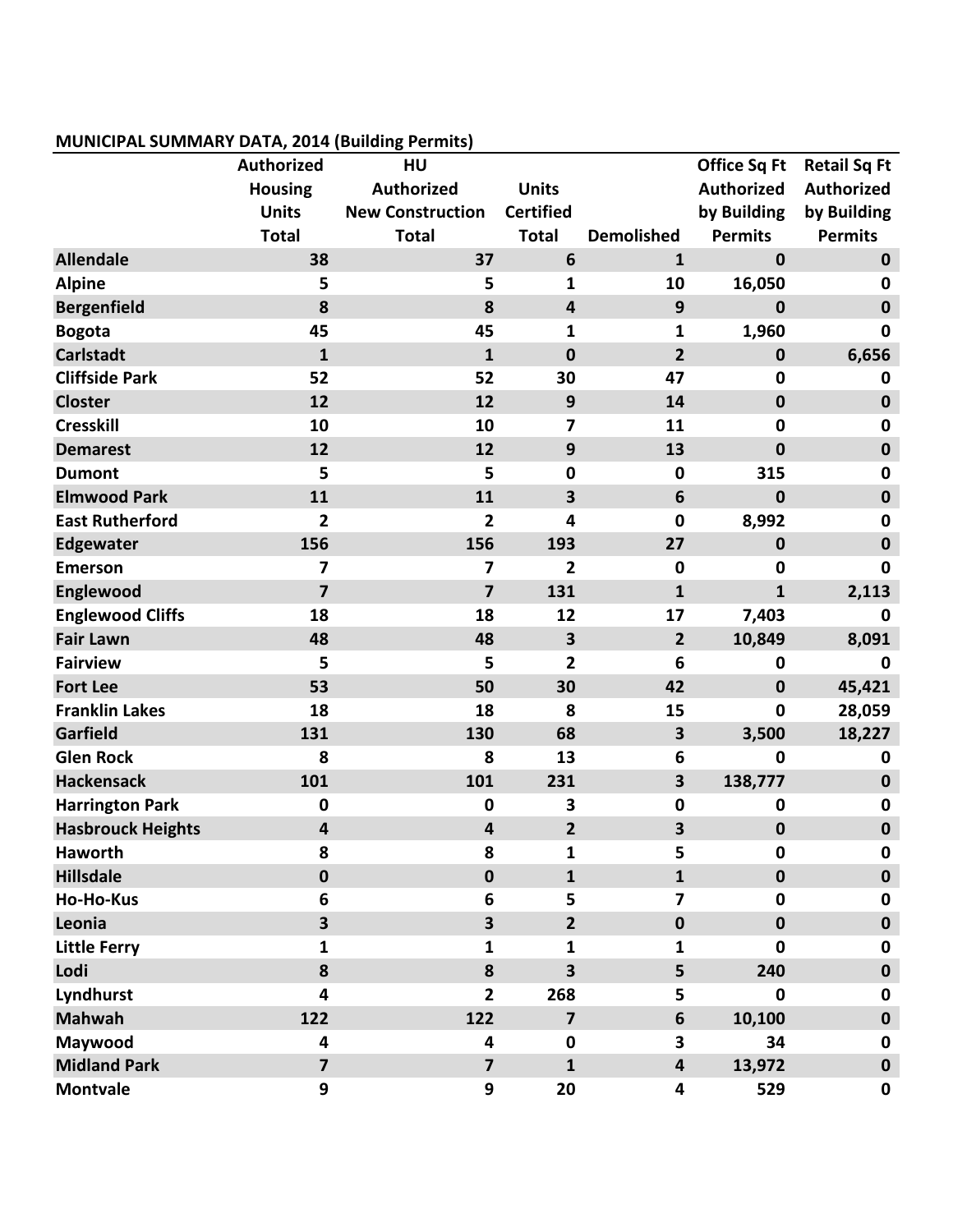**MUNICIPAL SUMMARY DATA, 2014 (Building Permits)**

| | Authorized Housing Units Total | HU Authorized New Construction Total | Units Certified Total | Demolished | Office Sq Ft Authorized by Building Permits | Retail Sq Ft Authorized by Building Permits |
|---|---|---|---|---|---|---|
| **Allendale** | 38 | 37 | 6 | 1 | 0 | 0 |
| **Alpine** | 5 | 5 | 1 | 10 | 16,050 | 0 |
| **Bergenfield** | 8 | 8 | 4 | 9 | 0 | 0 |
| **Bogota** | 45 | 45 | 1 | 1 | 1,960 | 0 |
| **Carlstadt** | 1 | 1 | 0 | 2 | 0 | 6,656 |
| **Cliffside Park** | 52 | 52 | 30 | 47 | 0 | 0 |
| **Closter** | 12 | 12 | 9 | 14 | 0 | 0 |
| **Cresskill** | 10 | 10 | 7 | 11 | 0 | 0 |
| **Demarest** | 12 | 12 | 9 | 13 | 0 | 0 |
| **Dumont** | 5 | 5 | 0 | 0 | 315 | 0 |
| **Elmwood Park** | 11 | 11 | 3 | 6 | 0 | 0 |
| **East Rutherford** | 2 | 2 | 4 | 0 | 8,992 | 0 |
| **Edgewater** | 156 | 156 | 193 | 27 | 0 | 0 |
| **Emerson** | 7 | 7 | 2 | 0 | 0 | 0 |
| **Englewood** | 7 | 7 | 131 | 1 | 1 | 2,113 |
| **Englewood Cliffs** | 18 | 18 | 12 | 17 | 7,403 | 0 |
| **Fair Lawn** | 48 | 48 | 3 | 2 | 10,849 | 8,091 |
| **Fairview** | 5 | 5 | 2 | 6 | 0 | 0 |
| **Fort Lee** | 53 | 50 | 30 | 42 | 0 | 45,421 |
| **Franklin Lakes** | 18 | 18 | 8 | 15 | 0 | 28,059 |
| **Garfield** | 131 | 130 | 68 | 3 | 3,500 | 18,227 |
| **Glen Rock** | 8 | 8 | 13 | 6 | 0 | 0 |
| **Hackensack** | 101 | 101 | 231 | 3 | 138,777 | 0 |
| **Harrington Park** | 0 | 0 | 3 | 0 | 0 | 0 |
| **Hasbrouck Heights** | 4 | 4 | 2 | 3 | 0 | 0 |
| **Haworth** | 8 | 8 | 1 | 5 | 0 | 0 |
| **Hillsdale** | 0 | 0 | 1 | 1 | 0 | 0 |
| **Ho-Ho-Kus** | 6 | 6 | 5 | 7 | 0 | 0 |
| **Leonia** | 3 | 3 | 2 | 0 | 0 | 0 |
| **Little Ferry** | 1 | 1 | 1 | 1 | 0 | 0 |
| **Lodi** | 8 | 8 | 3 | 5 | 240 | 0 |
| **Lyndhurst** | 4 | 2 | 268 | 5 | 0 | 0 |
| **Mahwah** | 122 | 122 | 7 | 6 | 10,100 | 0 |
| **Maywood** | 4 | 4 | 0 | 3 | 34 | 0 |
| **Midland Park** | 7 | 7 | 1 | 4 | 13,972 | 0 |
| **Montvale** | 9 | 9 | 20 | 4 | 529 | 0 |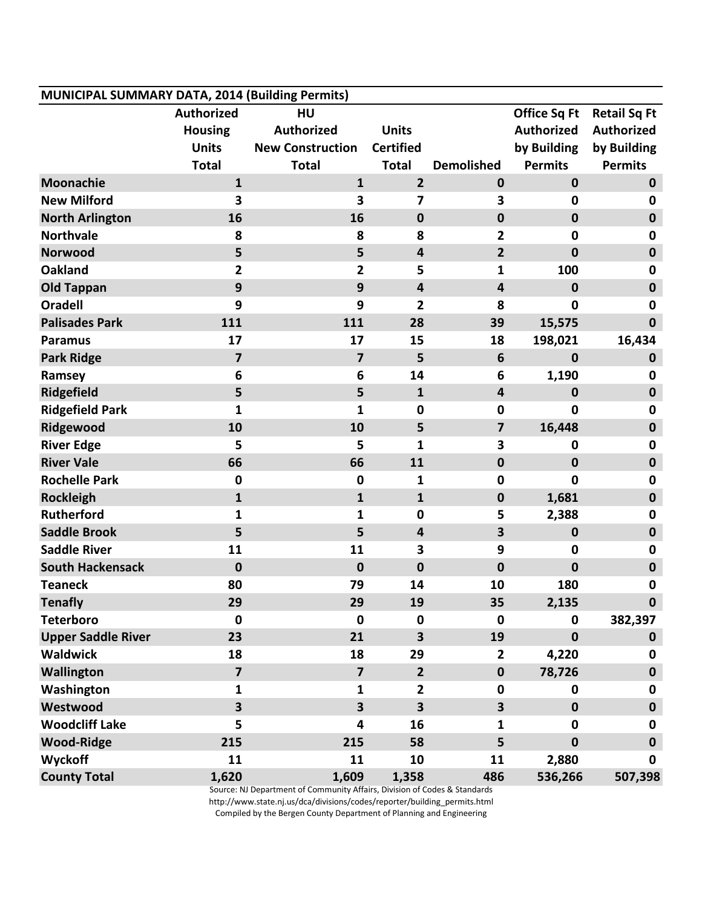## MUNICIPAL SUMMARY DATA, 2014 (Building Permits)

| | Authorized Housing Units Total | HU Authorized New Construction Total | Units Certified Total | Demolished | Office Sq Ft Authorized by Building Permits | Retail Sq Ft Authorized by Building Permits |
|---|---|---|---|---|---|---|
| **Moonachie** | 1 | 1 | 2 | 0 | 0 | 0 |
| **New Milford** | 3 | 3 | 7 | 3 | 0 | 0 |
| **North Arlington** | 16 | 16 | 0 | 0 | 0 | 0 |
| **Northvale** | 8 | 8 | 8 | 2 | 0 | 0 |
| **Norwood** | 5 | 5 | 4 | 2 | 0 | 0 |
| **Oakland** | 2 | 2 | 5 | 1 | 100 | 0 |
| **Old Tappan** | 9 | 9 | 4 | 4 | 0 | 0 |
| **Oradell** | 9 | 9 | 2 | 8 | 0 | 0 |
| **Palisades Park** | 111 | 111 | 28 | 39 | 15,575 | 0 |
| **Paramus** | 17 | 17 | 15 | 18 | 198,021 | 16,434 |
| **Park Ridge** | 7 | 7 | 5 | 6 | 0 | 0 |
| **Ramsey** | 6 | 6 | 14 | 6 | 1,190 | 0 |
| **Ridgefield** | 5 | 5 | 1 | 4 | 0 | 0 |
| **Ridgefield Park** | 1 | 1 | 0 | 0 | 0 | 0 |
| **Ridgewood** | 10 | 10 | 5 | 7 | 16,448 | 0 |
| **River Edge** | 5 | 5 | 1 | 3 | 0 | 0 |
| **River Vale** | 66 | 66 | 11 | 0 | 0 | 0 |
| **Rochelle Park** | 0 | 0 | 1 | 0 | 0 | 0 |
| **Rockleigh** | 1 | 1 | 1 | 0 | 1,681 | 0 |
| **Rutherford** | 1 | 1 | 0 | 5 | 2,388 | 0 |
| **Saddle Brook** | 5 | 5 | 4 | 3 | 0 | 0 |
| **Saddle River** | 11 | 11 | 3 | 9 | 0 | 0 |
| **South Hackensack** | 0 | 0 | 0 | 0 | 0 | 0 |
| **Teaneck** | 80 | 79 | 14 | 10 | 180 | 0 |
| **Tenafly** | 29 | 29 | 19 | 35 | 2,135 | 0 |
| **Teterboro** | 0 | 0 | 0 | 0 | 0 | 382,397 |
| **Upper Saddle River** | 23 | 21 | 3 | 19 | 0 | 0 |
| **Waldwick** | 18 | 18 | 29 | 2 | 4,220 | 0 |
| **Wallington** | 7 | 7 | 2 | 0 | 78,726 | 0 |
| **Washington** | 1 | 1 | 2 | 0 | 0 | 0 |
| **Westwood** | 3 | 3 | 3 | 3 | 0 | 0 |
| **Woodcliff Lake** | 5 | 4 | 16 | 1 | 0 | 0 |
| **Wood-Ridge** | 215 | 215 | 58 | 5 | 0 | 0 |
| **Wyckoff** | 11 | 11 | 10 | 11 | 2,880 | 0 |
| **County Total** | 1,620 | 1,609 | 1,358 | 486 | 536,266 | 507,398 |

Source: NJ Department of Community Affairs, Division of Codes & Standards
http://www.state.nj.us/dca/divisions/codes/reporter/building_permits.html
Compiled by the Bergen County Department of Planning and Engineering